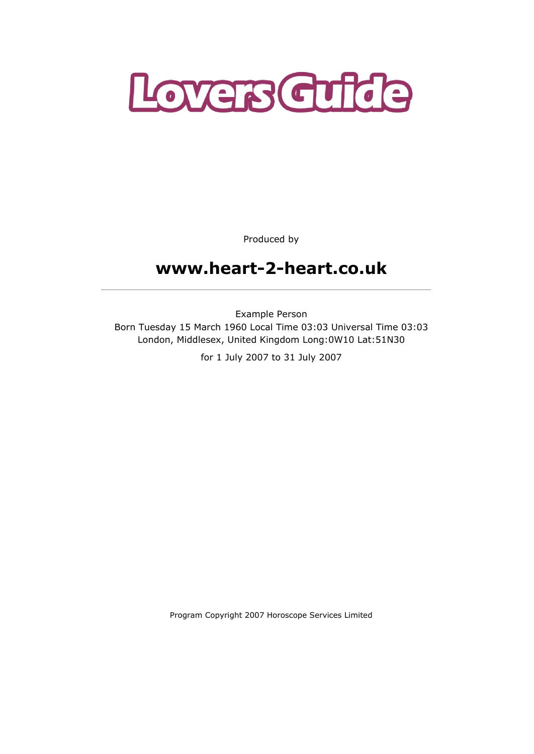# Lovers Guide

Produced by

## www.heart-2-heart.co.uk

---

Example Person
Born Tuesday 15 March 1960 Local Time 03:03 Universal Time 03:03
London, Middlesex, United Kingdom Long:0W10 Lat:51N30

for 1 July 2007 to 31 July 2007

Program Copyright 2007 Horoscope Services Limited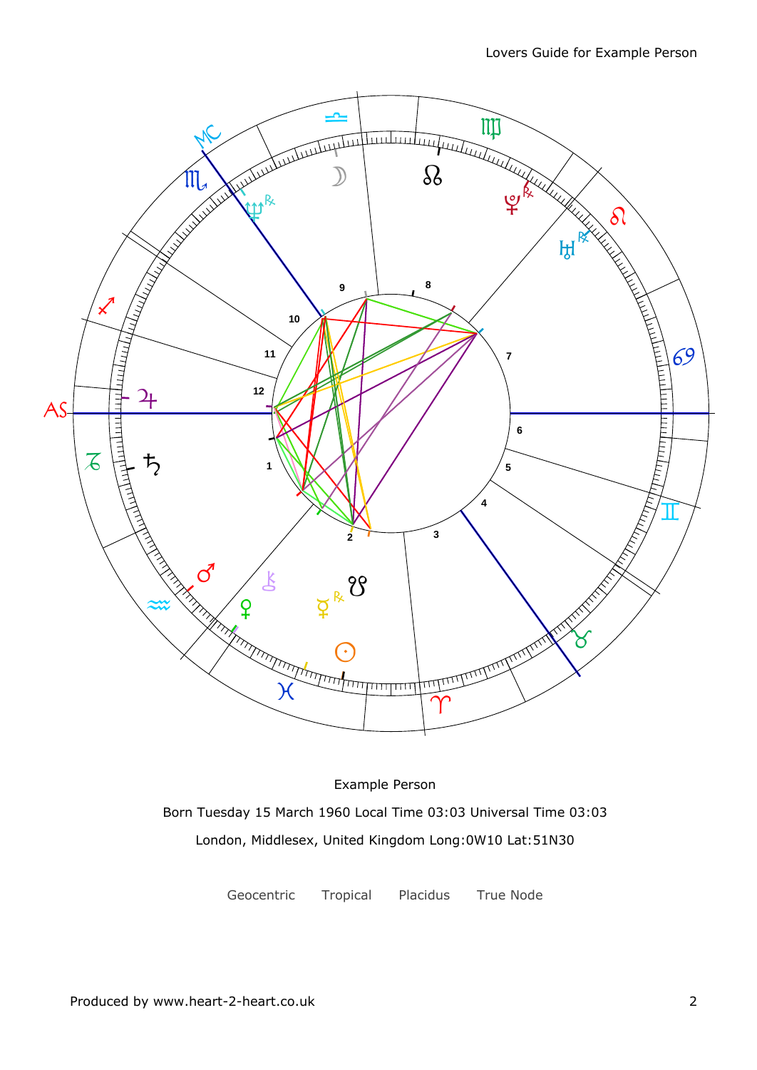Example Person

Born Tuesday 15 March 1960 Local Time 03:03 Universal Time 03:03

London, Middlesex, United Kingdom Long:0W10 Lat:51N30

Geocentric Tropical Placidus True Node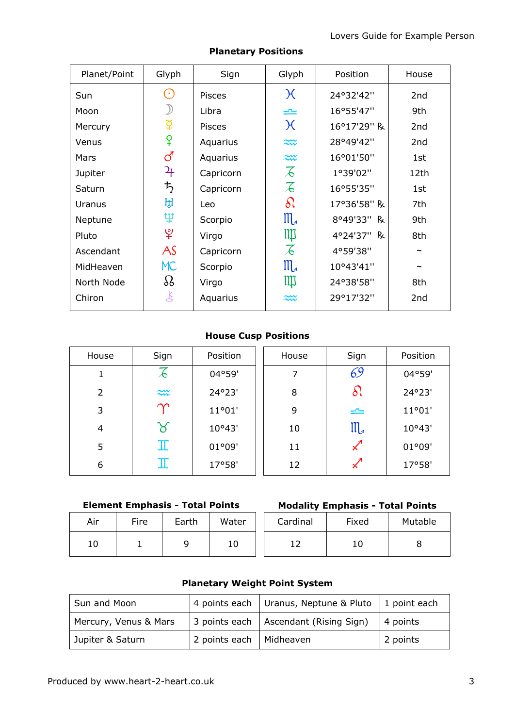## Planetary Positions

| Planet/Point | Glyph | Sign | Glyph | Position | House |
|---|---|---|---|---|---|
| Sun | ☉ | Pisces | ♓ | 24°32'42" | 2nd |
| Moon | ☽ | Libra | ♎ | 16°55'47" | 9th |
| Mercury | ☿ | Pisces | ♓ | 16°17'29" ℞ | 2nd |
| Venus | ♀ | Aquarius | ♒ | 28°49'42" | 2nd |
| Mars | ♂ | Aquarius | ♒ | 16°01'50" | 1st |
| Jupiter | ♃ | Capricorn | ♑ | 1°39'02" | 12th |
| Saturn | ♄ | Capricorn | ♑ | 16°55'35" | 1st |
| Uranus | ♅ | Leo | ♌ | 17°36'58" ℞ | 7th |
| Neptune | ♆ | Scorpio | ♏ | 8°49'33" ℞ | 9th |
| Pluto | ♇ | Virgo | ♍ | 4°24'37" ℞ | 8th |
| Ascendant | AS | Capricorn | ♑ | 4°59'38" | ~ |
| MidHeaven | MC | Scorpio | ♏ | 10°43'41" | ~ |
| North Node | ☊ | Virgo | ♍ | 24°38'58" | 8th |
| Chiron | ⚷ | Aquarius | ♒ | 29°17'32" | 2nd |

## House Cusp Positions

| House | Sign | Position | House | Sign | Position |
|---|---|---|---|---|---|
| 1 | ♑ | 04°59' | 7 | ♋ | 04°59' |
| 2 | ♒ | 24°23' | 8 | ♌ | 24°23' |
| 3 | ♈ | 11°01' | 9 | ♎ | 11°01' |
| 4 | ♉ | 10°43' | 10 | ♏ | 10°43' |
| 5 | ♊ | 01°09' | 11 | ♐ | 01°09' |
| 6 | ♊ | 17°58' | 12 | ♐ | 17°58' |

## Element Emphasis - Total Points

| Air | Fire | Earth | Water |
|---|---|---|---|
| 10 | 1 | 9 | 10 |

## Modality Emphasis - Total Points

| Cardinal | Fixed | Mutable |
|---|---|---|
| 12 | 10 | 8 |

## Planetary Weight Point System

| | | | |
|---|---|---|---|
| Sun and Moon | 4 points each | Uranus, Neptune & Pluto | 1 point each |
| Mercury, Venus & Mars | 3 points each | Ascendant (Rising Sign) | 4 points |
| Jupiter & Saturn | 2 points each | Midheaven | 2 points |

Produced by www.heart-2-heart.co.uk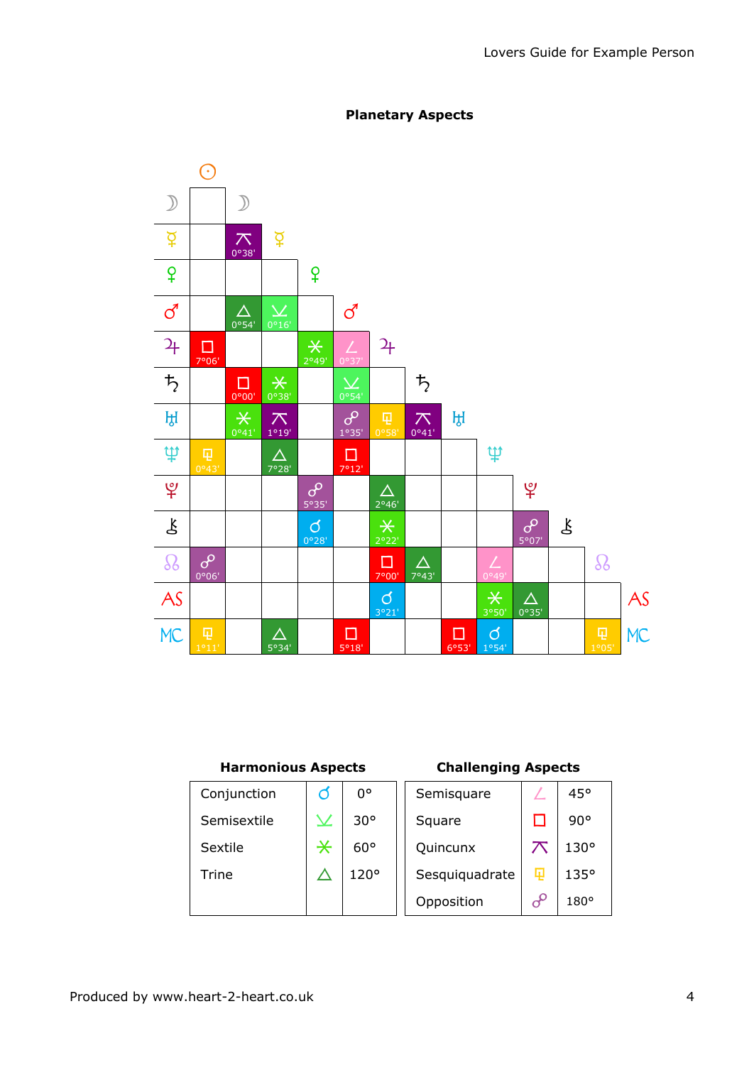## Planetary Aspects

| | ☉ | ☽ | ☿ | ♀ | ♂ | ♃ | ♄ | ♅ | ♆ | ♇ | ⚷ | ☊ |
|---|---|---|---|---|---|---|---|---|---|---|---|---|
| ☽ | | | | | | | | | | | | |
| ☿ | | ⚻ 0°38' | | | | | | | | | | |
| ♀ | | | | | | | | | | | | |
| ♂ | | △ 0°54' | ⚺ 0°16' | | | | | | | | | |
| ♃ | □ 7°06' | | | ⚹ 2°49' | ∠ 0°37' | | | | | | | |
| ♄ | | □ 0°00' | ⚹ 0°38' | | ⚺ 0°54' | | | | | | | |
| ♅ | | ⚹ 0°41' | ⚻ 1°19' | | ☍ 1°35' | ⚼ 0°58' | ⚻ 0°41' | | | | | |
| ♆ | ⚼ 0°43' | | △ 7°28' | | □ 7°12' | | | | | | | |
| ♇ | | | | ☍ 5°35' | | △ 2°46' | | | | | | |
| ⚷ | | | | ☌ 0°28' | | ⚹ 2°22' | | | | ☍ 5°07' | | |
| ☊ | ☍ 0°06' | | | | | □ 7°00' | △ 7°43' | | ∠ 0°49' | | | |
| AS | | | | | | ☌ 3°21' | | | ⚹ 3°50' | △ 0°35' | | |
| MC | ⚼ 1°11' | | △ 5°34' | | □ 5°18' | | | □ 6°53' | ☌ 1°54' | | | ⚼ 1°05' |

| Harmonious Aspects | | |
|---|---|---|
| Conjunction | ☌ | 0° |
| Semisextile | ⚺ | 30° |
| Sextile | ⚹ | 60° |
| Trine | △ | 120° |

| Challenging Aspects | | |
|---|---|---|
| Semisquare | ∠ | 45° |
| Square | □ | 90° |
| Quincunx | ⚻ | 130° |
| Sesquiquadrate | ⚼ | 135° |
| Opposition | ☍ | 180° |

Produced by www.heart-2-heart.co.uk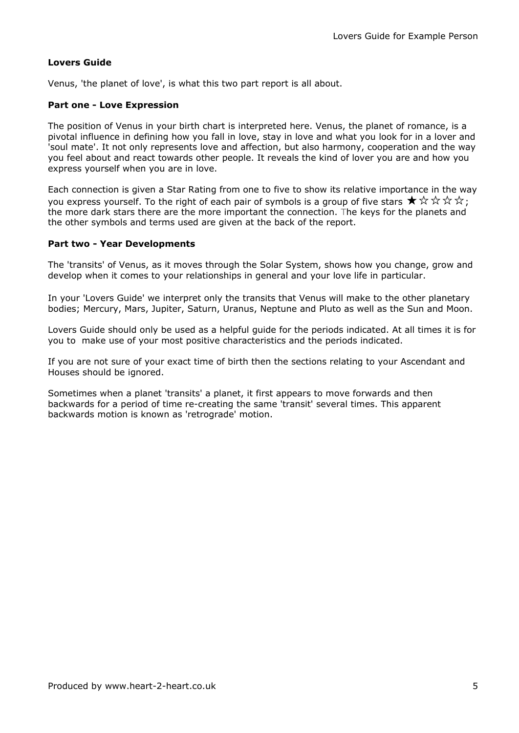**Lovers Guide**

Venus, 'the planet of love', is what this two part report is all about.

**Part one - Love Expression**

The position of Venus in your birth chart is interpreted here. Venus, the planet of romance, is a pivotal influence in defining how you fall in love, stay in love and what you look for in a lover and 'soul mate'. It not only represents love and affection, but also harmony, cooperation and the way you feel about and react towards other people. It reveals the kind of lover you are and how you express yourself when you are in love.

Each connection is given a Star Rating from one to five to show its relative importance in the way you express yourself. To the right of each pair of symbols is a group of five stars ★☆☆☆☆; the more dark stars there are the more important the connection. The keys for the planets and the other symbols and terms used are given at the back of the report.

**Part two - Year Developments**

The 'transits' of Venus, as it moves through the Solar System, shows how you change, grow and develop when it comes to your relationships in general and your love life in particular.

In your 'Lovers Guide' we interpret only the transits that Venus will make to the other planetary bodies; Mercury, Mars, Jupiter, Saturn, Uranus, Neptune and Pluto as well as the Sun and Moon.

Lovers Guide should only be used as a helpful guide for the periods indicated. At all times it is for you to make use of your most positive characteristics and the periods indicated.

If you are not sure of your exact time of birth then the sections relating to your Ascendant and Houses should be ignored.

Sometimes when a planet 'transits' a planet, it first appears to move forwards and then backwards for a period of time re-creating the same 'transit' several times. This apparent backwards motion is known as 'retrograde' motion.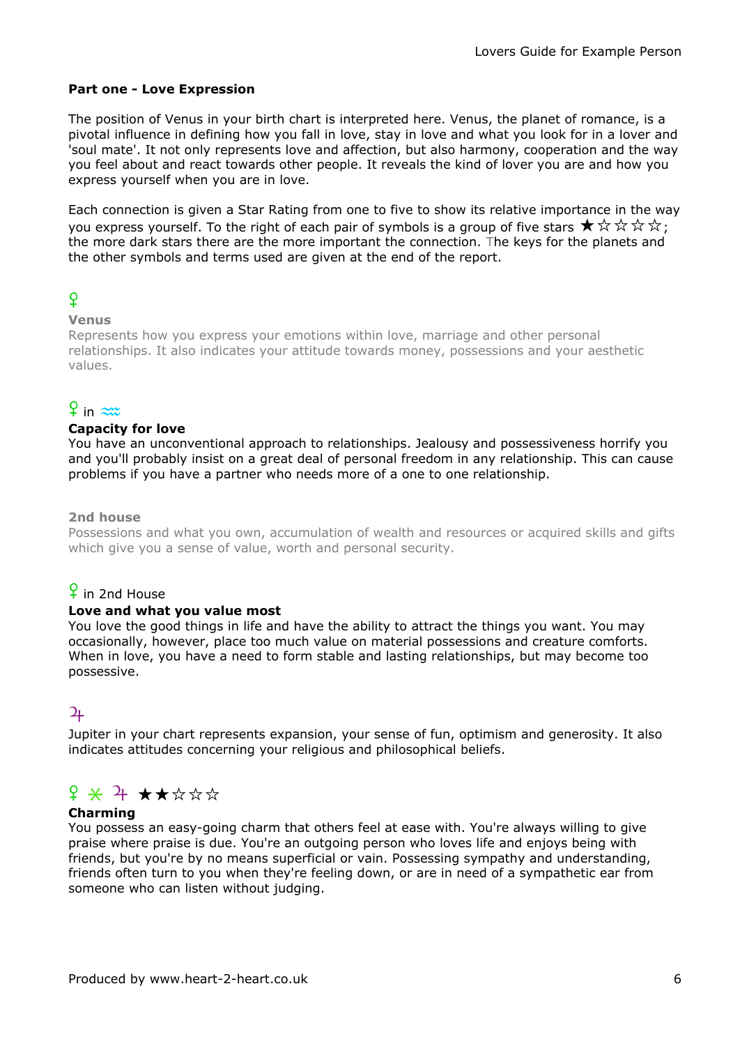**Part one - Love Expression**

The position of Venus in your birth chart is interpreted here. Venus, the planet of romance, is a pivotal influence in defining how you fall in love, stay in love and what you look for in a lover and 'soul mate'. It not only represents love and affection, but also harmony, cooperation and the way you feel about and react towards other people. It reveals the kind of lover you are and how you express yourself when you are in love.

Each connection is given a Star Rating from one to five to show its relative importance in the way you express yourself. To the right of each pair of symbols is a group of five stars ★☆☆☆☆; the more dark stars there are the more important the connection. The keys for the planets and the other symbols and terms used are given at the end of the report.

♀

**Venus**

Represents how you express your emotions within love, marriage and other personal relationships. It also indicates your attitude towards money, possessions and your aesthetic values.

♀ in ♒

**Capacity for love**

You have an unconventional approach to relationships. Jealousy and possessiveness horrify you and you'll probably insist on a great deal of personal freedom in any relationship. This can cause problems if you have a partner who needs more of a one to one relationship.

**2nd house**

Possessions and what you own, accumulation of wealth and resources or acquired skills and gifts which give you a sense of value, worth and personal security.

♀ in 2nd House

**Love and what you value most**

You love the good things in life and have the ability to attract the things you want. You may occasionally, however, place too much value on material possessions and creature comforts. When in love, you have a need to form stable and lasting relationships, but may become too possessive.

♃

Jupiter in your chart represents expansion, your sense of fun, optimism and generosity. It also indicates attitudes concerning your religious and philosophical beliefs.

♀ ⚹ ♃ ★★☆☆☆

**Charming**

You possess an easy-going charm that others feel at ease with. You're always willing to give praise where praise is due. You're an outgoing person who loves life and enjoys being with friends, but you're by no means superficial or vain. Possessing sympathy and understanding, friends often turn to you when they're feeling down, or are in need of a sympathetic ear from someone who can listen without judging.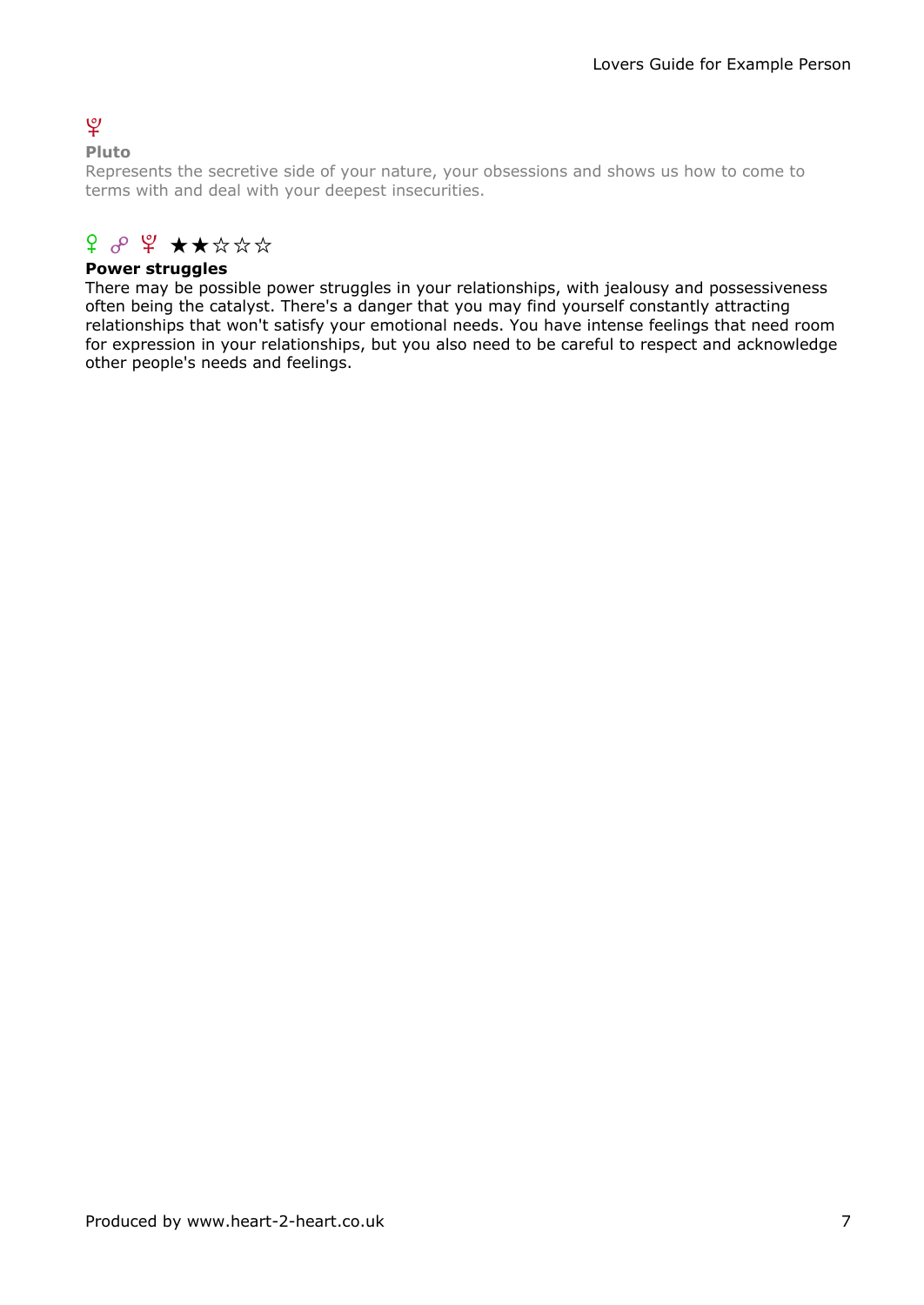♇

**Pluto**

Represents the secretive side of your nature, your obsessions and shows us how to come to terms with and deal with your deepest insecurities.

♀ ☍ ♇ ★★☆☆☆

**Power struggles**

There may be possible power struggles in your relationships, with jealousy and possessiveness often being the catalyst. There's a danger that you may find yourself constantly attracting relationships that won't satisfy your emotional needs. You have intense feelings that need room for expression in your relationships, but you also need to be careful to respect and acknowledge other people's needs and feelings.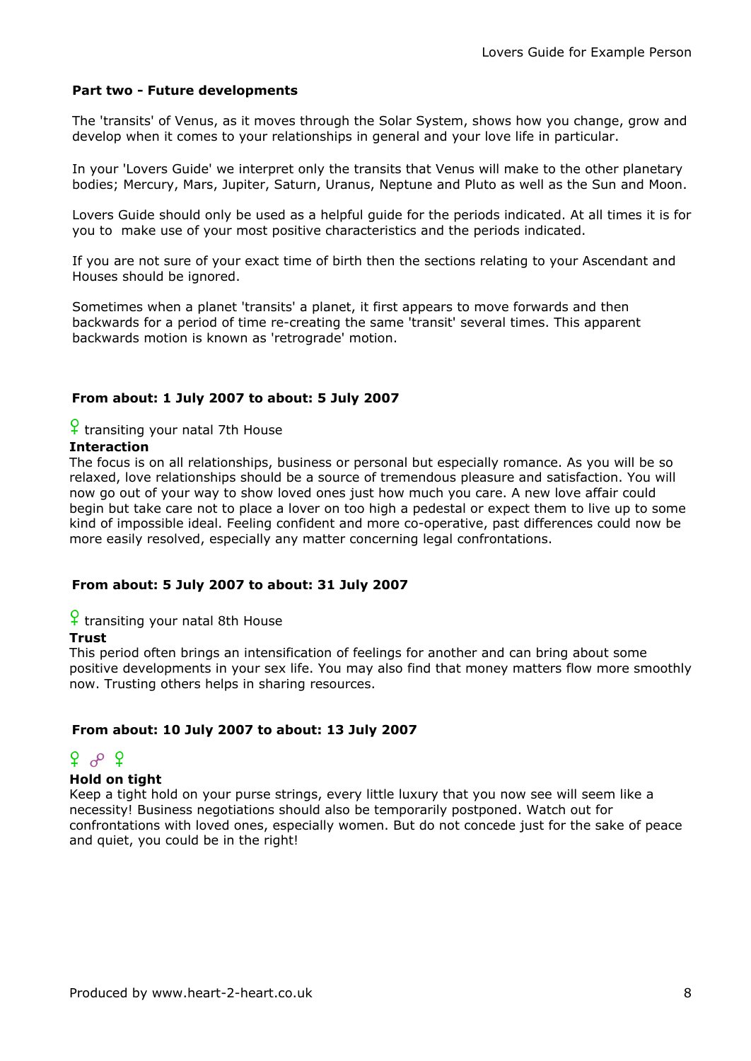## Part two - Future developments

The 'transits' of Venus, as it moves through the Solar System, shows how you change, grow and develop when it comes to your relationships in general and your love life in particular.

In your 'Lovers Guide' we interpret only the transits that Venus will make to the other planetary bodies; Mercury, Mars, Jupiter, Saturn, Uranus, Neptune and Pluto as well as the Sun and Moon.

Lovers Guide should only be used as a helpful guide for the periods indicated. At all times it is for you to make use of your most positive characteristics and the periods indicated.

If you are not sure of your exact time of birth then the sections relating to your Ascendant and Houses should be ignored.

Sometimes when a planet 'transits' a planet, it first appears to move forwards and then backwards for a period of time re-creating the same 'transit' several times. This apparent backwards motion is known as 'retrograde' motion.

### From about: 1 July 2007 to about: 5 July 2007

♀ transiting your natal 7th House

**Interaction**

The focus is on all relationships, business or personal but especially romance. As you will be so relaxed, love relationships should be a source of tremendous pleasure and satisfaction. You will now go out of your way to show loved ones just how much you care. A new love affair could begin but take care not to place a lover on too high a pedestal or expect them to live up to some kind of impossible ideal. Feeling confident and more co-operative, past differences could now be more easily resolved, especially any matter concerning legal confrontations.

### From about: 5 July 2007 to about: 31 July 2007

♀ transiting your natal 8th House

**Trust**

This period often brings an intensification of feelings for another and can bring about some positive developments in your sex life. You may also find that money matters flow more smoothly now. Trusting others helps in sharing resources.

### From about: 10 July 2007 to about: 13 July 2007

♀ ☍ ♀

**Hold on tight**

Keep a tight hold on your purse strings, every little luxury that you now see will seem like a necessity! Business negotiations should also be temporarily postponed. Watch out for confrontations with loved ones, especially women. But do not concede just for the sake of peace and quiet, you could be in the right!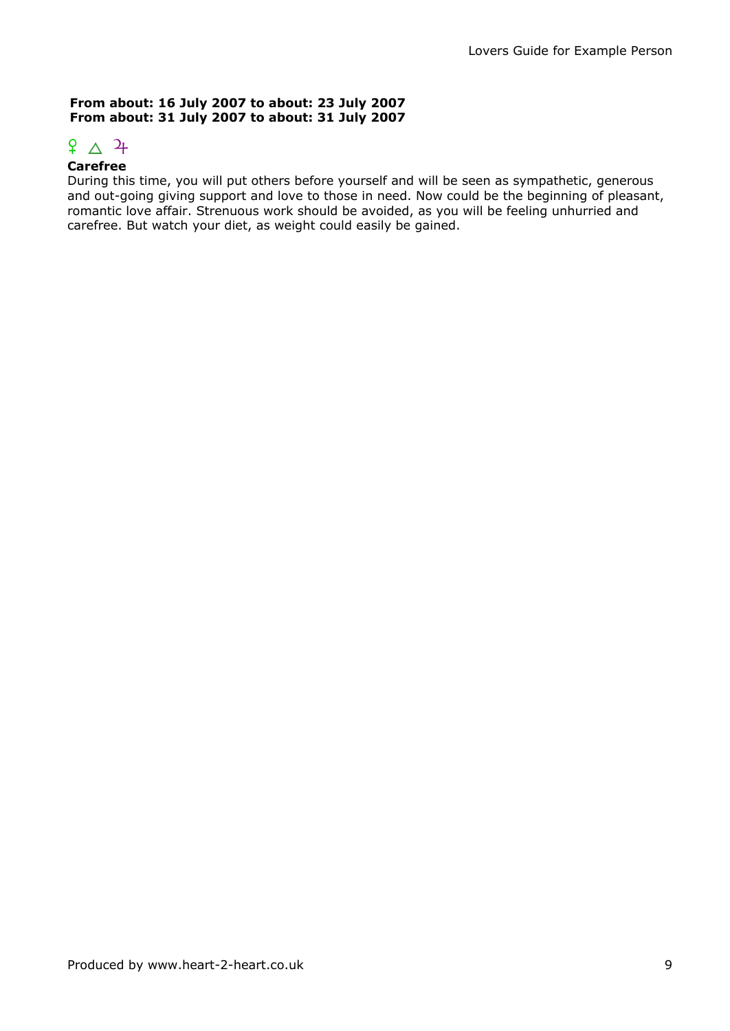**From about: 16 July 2007 to about: 23 July 2007**
**From about: 31 July 2007 to about: 31 July 2007**

♀ △ ♃

**Carefree**

During this time, you will put others before yourself and will be seen as sympathetic, generous and out-going giving support and love to those in need. Now could be the beginning of pleasant, romantic love affair. Strenuous work should be avoided, as you will be feeling unhurried and carefree. But watch your diet, as weight could easily be gained.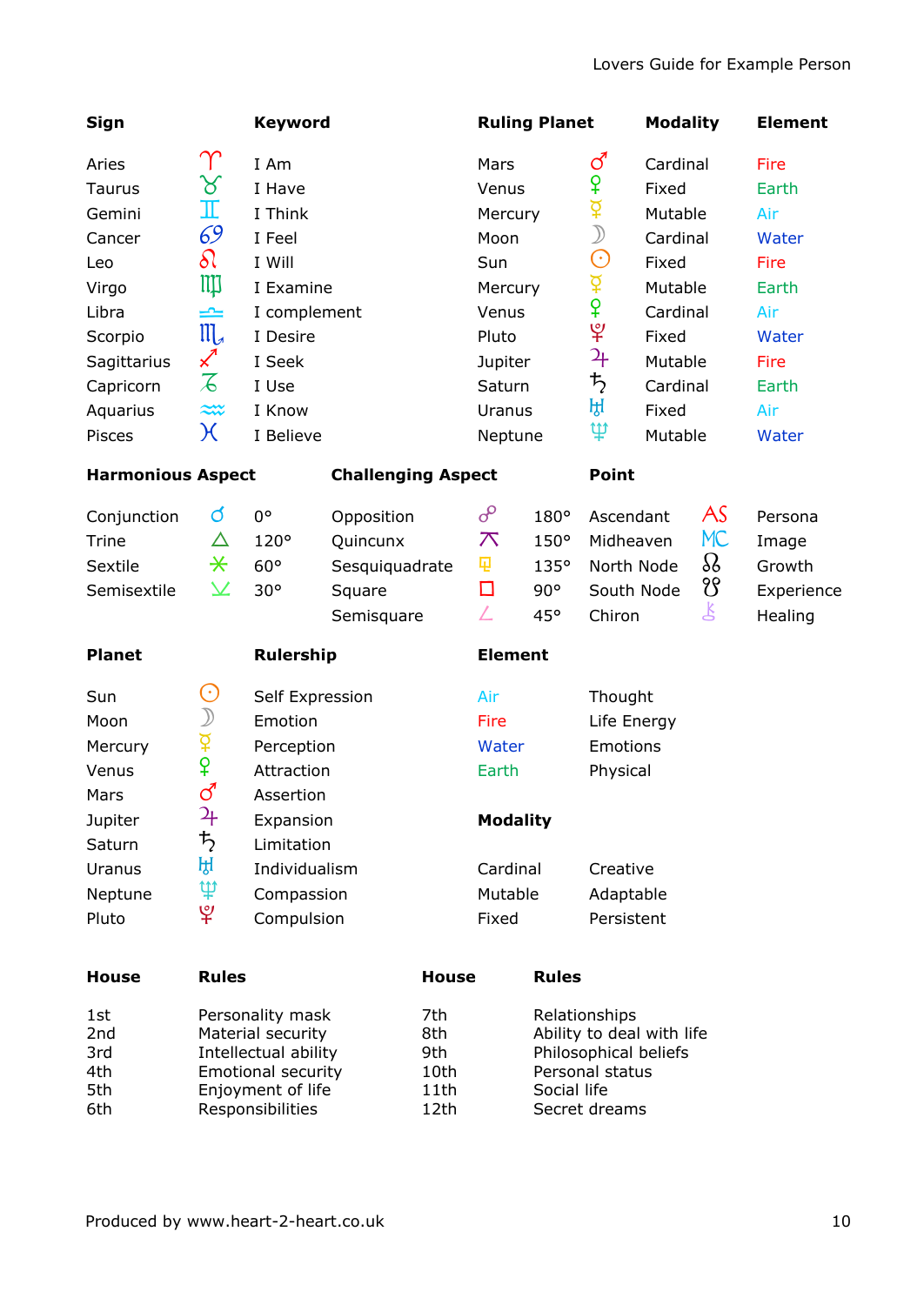| Sign | | Keyword | Ruling Planet | | Modality | Element |
|---|---|---|---|---|---|---|
| Aries | ♈ | I Am | Mars | ♂ | Cardinal | Fire |
| Taurus | ♉ | I Have | Venus | ♀ | Fixed | Earth |
| Gemini | ♊ | I Think | Mercury | ☿ | Mutable | Air |
| Cancer | ♋ | I Feel | Moon | ☽ | Cardinal | Water |
| Leo | ♌ | I Will | Sun | ☉ | Fixed | Fire |
| Virgo | ♍ | I Examine | Mercury | ☿ | Mutable | Earth |
| Libra | ♎ | I complement | Venus | ♀ | Cardinal | Air |
| Scorpio | ♏ | I Desire | Pluto | ♇ | Fixed | Water |
| Sagittarius | ♐ | I Seek | Jupiter | ♃ | Mutable | Fire |
| Capricorn | ♑ | I Use | Saturn | ♄ | Cardinal | Earth |
| Aquarius | ♒ | I Know | Uranus | ♅ | Fixed | Air |
| Pisces | ♓ | I Believe | Neptune | ♆ | Mutable | Water |

| Harmonious Aspect | | | Challenging Aspect | | | Point | | |
|---|---|---|---|---|---|---|---|---|
| Conjunction | ☌ | 0° | Opposition | ☍ | 180° | Ascendant | AS | Persona |
| Trine | △ | 120° | Quincunx | ⚻ | 150° | Midheaven | MC | Image |
| Sextile | ⚹ | 60° | Sesquiquadrate | ⚼ | 135° | North Node | ☊ | Growth |
| Semisextile | ⚺ | 30° | Square | □ | 90° | South Node | ☋ | Experience |
| | | | Semisquare | ∠ | 45° | Chiron | ⚷ | Healing |

| Planet | | Rulership |
|---|---|---|
| Sun | ☉ | Self Expression |
| Moon | ☽ | Emotion |
| Mercury | ☿ | Perception |
| Venus | ♀ | Attraction |
| Mars | ♂ | Assertion |
| Jupiter | ♃ | Expansion |
| Saturn | ♄ | Limitation |
| Uranus | ♅ | Individualism |
| Neptune | ♆ | Compassion |
| Pluto | ♇ | Compulsion |

| Element | |
|---|---|
| Air | Thought |
| Fire | Life Energy |
| Water | Emotions |
| Earth | Physical |

| Modality | |
|---|---|
| Cardinal | Creative |
| Mutable | Adaptable |
| Fixed | Persistent |

| House | Rules | House | Rules |
|---|---|---|---|
| 1st | Personality mask | 7th | Relationships |
| 2nd | Material security | 8th | Ability to deal with life |
| 3rd | Intellectual ability | 9th | Philosophical beliefs |
| 4th | Emotional security | 10th | Personal status |
| 5th | Enjoyment of life | 11th | Social life |
| 6th | Responsibilities | 12th | Secret dreams |